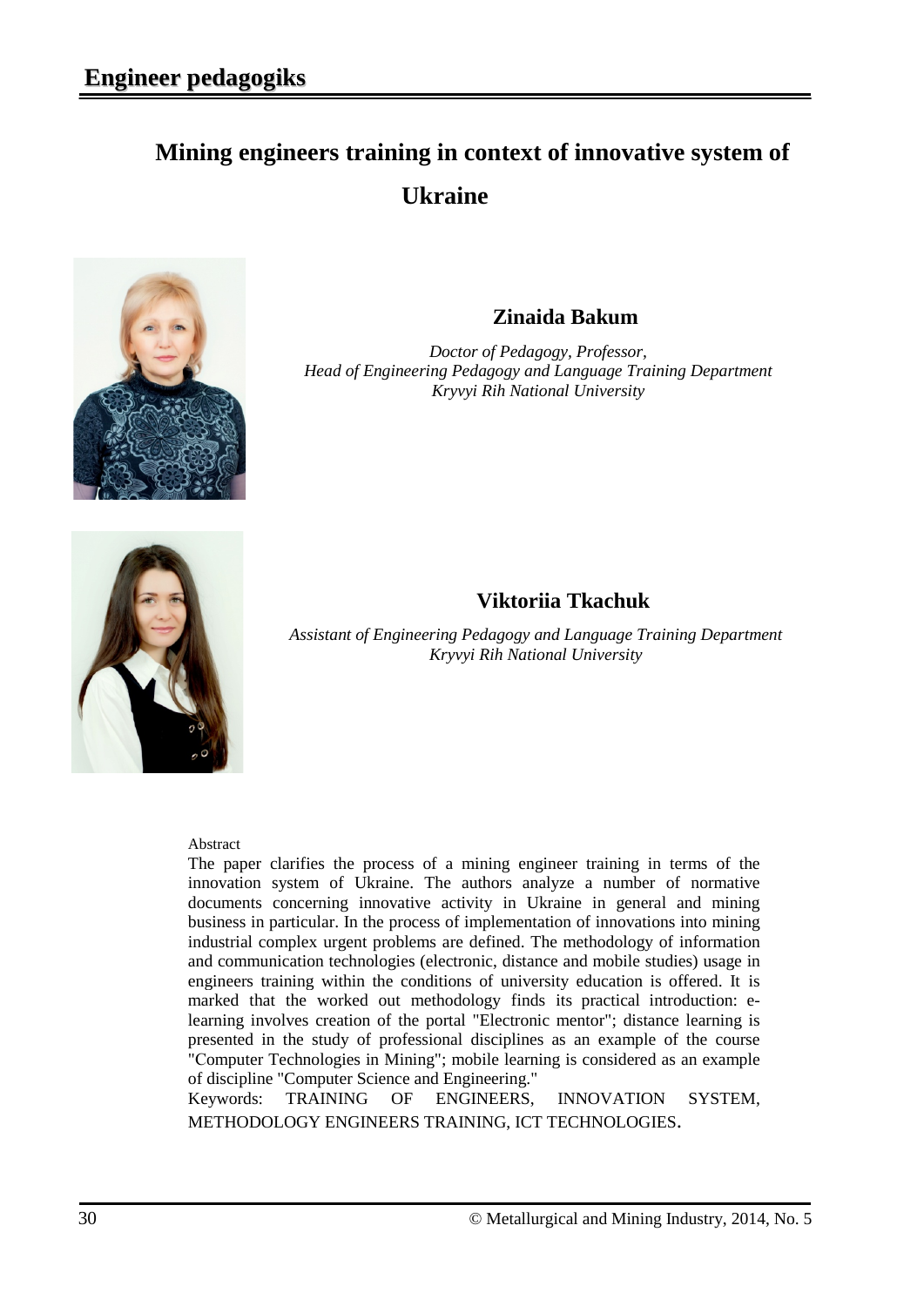# Mining engineers training in context of innovative system of Ukraine

**Zinaida Bakum**

*Doctor of Pedagogy, Professor,*
*Head of Engineering Pedagogy and Language Training Department*
*Kryvyi Rih National University*

**Viktoriia Tkachuk**

*Assistant of Engineering Pedagogy and Language Training Department*
*Kryvyi Rih National University*

Abstract

The paper clarifies the process of a mining engineer training in terms of the innovation system of Ukraine. The authors analyze a number of normative documents concerning innovative activity in Ukraine in general and mining business in particular. In the process of implementation of innovations into mining industrial complex urgent problems are defined. The methodology of information and communication technologies (electronic, distance and mobile studies) usage in engineers training within the conditions of university education is offered. It is marked that the worked out methodology finds its practical introduction: e-learning involves creation of the portal "Electronic mentor"; distance learning is presented in the study of professional disciplines as an example of the course "Computer Technologies in Mining"; mobile learning is considered as an example of discipline "Computer Science and Engineering."

Keywords: TRAINING OF ENGINEERS, INNOVATION SYSTEM, METHODOLOGY ENGINEERS TRAINING, ICT TECHNOLOGIES.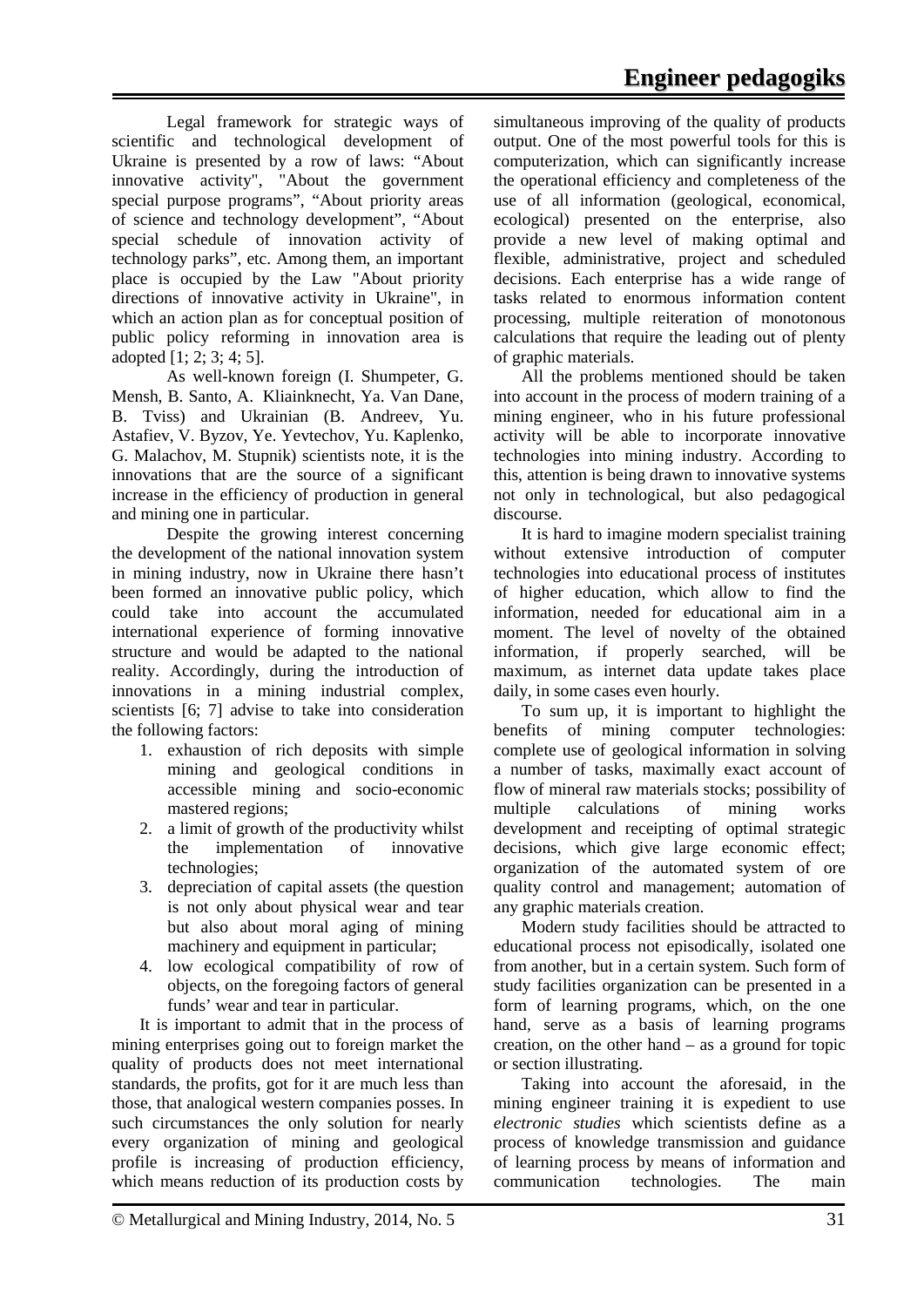Legal framework for strategic ways of scientific and technological development of Ukraine is presented by a row of laws: “About innovative activity", "About the government special purpose programs”, “About priority areas of science and technology development”, “About special schedule of innovation activity of technology parks”, etc. Among them, an important place is occupied by the Law "About priority directions of innovative activity in Ukraine", in which an action plan as for conceptual position of public policy reforming in innovation area is adopted [1; 2; 3; 4; 5].

As well-known foreign (I. Shumpeter, G. Mensh, B. Santo, A. Kliainknecht, Ya. Van Dane, B. Tviss) and Ukrainian (B. Andreev, Yu. Astafiev, V. Byzov, Ye. Yevtechov, Yu. Kaplenko, G. Malachov, M. Stupnik) scientists note, it is the innovations that are the source of a significant increase in the efficiency of production in general and mining one in particular.

Despite the growing interest concerning the development of the national innovation system in mining industry, now in Ukraine there hasn’t been formed an innovative public policy, which could take into account the accumulated international experience of forming innovative structure and would be adapted to the national reality. Accordingly, during the introduction of innovations in a mining industrial complex, scientists [6; 7] advise to take into consideration the following factors:

1. exhaustion of rich deposits with simple mining and geological conditions in accessible mining and socio-economic mastered regions;
2. a limit of growth of the productivity whilst the implementation of innovative technologies;
3. depreciation of capital assets (the question is not only about physical wear and tear but also about moral aging of mining machinery and equipment in particular;
4. low ecological compatibility of row of objects, on the foregoing factors of general funds’ wear and tear in particular.

It is important to admit that in the process of mining enterprises going out to foreign market the quality of products does not meet international standards, the profits, got for it are much less than those, that analogical western companies posses. In such circumstances the only solution for nearly every organization of mining and geological profile is increasing of production efficiency, which means reduction of its production costs by simultaneous improving of the quality of products output. One of the most powerful tools for this is computerization, which can significantly increase the operational efficiency and completeness of the use of all information (geological, economical, ecological) presented on the enterprise, also provide a new level of making optimal and flexible, administrative, project and scheduled decisions. Each enterprise has a wide range of tasks related to enormous information content processing, multiple reiteration of monotonous calculations that require the leading out of plenty of graphic materials.

All the problems mentioned should be taken into account in the process of modern training of a mining engineer, who in his future professional activity will be able to incorporate innovative technologies into mining industry. According to this, attention is being drawn to innovative systems not only in technological, but also pedagogical discourse.

It is hard to imagine modern specialist training without extensive introduction of computer technologies into educational process of institutes of higher education, which allow to find the information, needed for educational aim in a moment. The level of novelty of the obtained information, if properly searched, will be maximum, as internet data update takes place daily, in some cases even hourly.

To sum up, it is important to highlight the benefits of mining computer technologies: complete use of geological information in solving a number of tasks, maximally exact account of flow of mineral raw materials stocks; possibility of multiple calculations of mining works development and receipting of optimal strategic decisions, which give large economic effect; organization of the automated system of ore quality control and management; automation of any graphic materials creation.

Modern study facilities should be attracted to educational process not episodically, isolated one from another, but in a certain system. Such form of study facilities organization can be presented in a form of learning programs, which, on the one hand, serve as a basis of learning programs creation, on the other hand – as a ground for topic or section illustrating.

Taking into account the aforesaid, in the mining engineer training it is expedient to use *electronic studies* which scientists define as a process of knowledge transmission and guidance of learning process by means of information and communication technologies. The main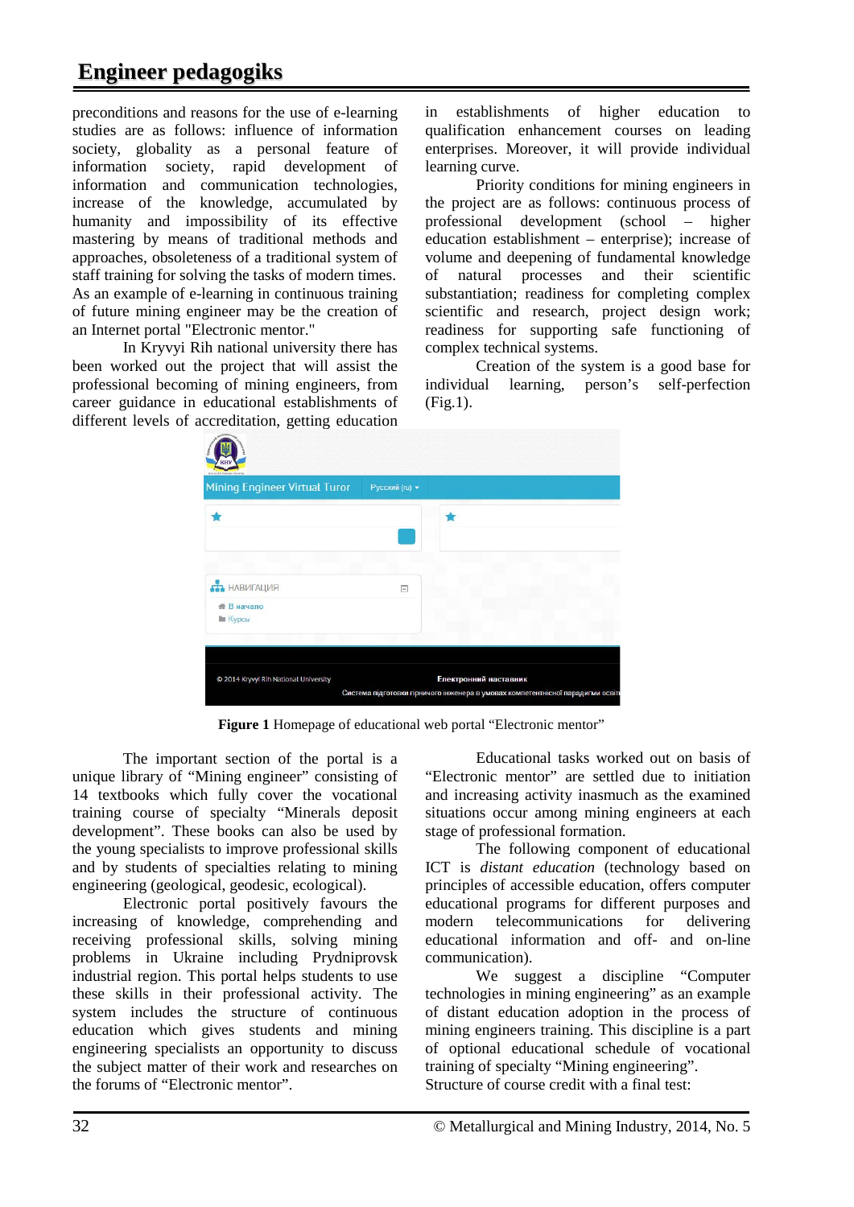preconditions and reasons for the use of e-learning studies are as follows: influence of information society, globality as a personal feature of information society, rapid development of information and communication technologies, increase of the knowledge, accumulated by humanity and impossibility of its effective mastering by means of traditional methods and approaches, obsoleteness of a traditional system of staff training for solving the tasks of modern times. As an example of e-learning in continuous training of future mining engineer may be the creation of an Internet portal "Electronic mentor."

In Kryvyi Rih national university there has been worked out the project that will assist the professional becoming of mining engineers, from career guidance in educational establishments of different levels of accreditation, getting education in establishments of higher education to qualification enhancement courses on leading enterprises. Moreover, it will provide individual learning curve.

Priority conditions for mining engineers in the project are as follows: continuous process of professional development (school – higher education establishment – enterprise); increase of volume and deepening of fundamental knowledge of natural processes and their scientific substantiation; readiness for completing complex scientific and research, project design work; readiness for supporting safe functioning of complex technical systems.

Creation of the system is a good base for individual learning, person's self-perfection (Fig.1).

**Figure 1** Homepage of educational web portal "Electronic mentor"

The important section of the portal is a unique library of "Mining engineer" consisting of 14 textbooks which fully cover the vocational training course of specialty "Minerals deposit development". These books can also be used by the young specialists to improve professional skills and by students of specialties relating to mining engineering (geological, geodesic, ecological).

Electronic portal positively favours the increasing of knowledge, comprehending and receiving professional skills, solving mining problems in Ukraine including Prydniprovsk industrial region. This portal helps students to use these skills in their professional activity. The system includes the structure of continuous education which gives students and mining engineering specialists an opportunity to discuss the subject matter of their work and researches on the forums of "Electronic mentor".

Educational tasks worked out on basis of "Electronic mentor" are settled due to initiation and increasing activity inasmuch as the examined situations occur among mining engineers at each stage of professional formation.

The following component of educational ICT is *distant education* (technology based on principles of accessible education, offers computer educational programs for different purposes and modern telecommunications for delivering educational information and off- and on-line communication).

We suggest a discipline "Computer technologies in mining engineering" as an example of distant education adoption in the process of mining engineers training. This discipline is a part of optional educational schedule of vocational training of specialty "Mining engineering".
Structure of course credit with a final test: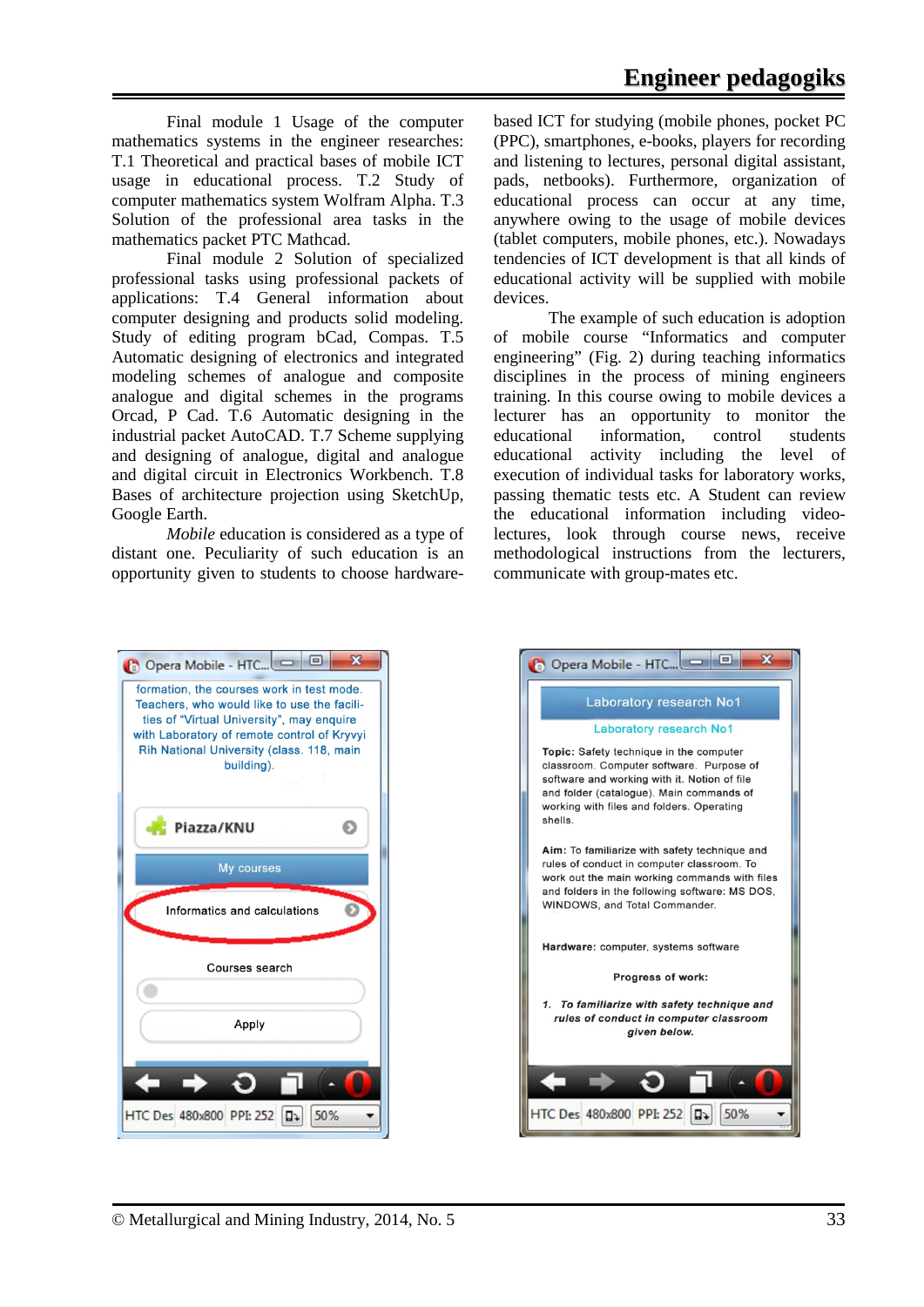Final module 1 Usage of the computer mathematics systems in the engineer researches: T.1 Theoretical and practical bases of mobile ICT usage in educational process. T.2 Study of computer mathematics system Wolfram Alpha. T.3 Solution of the professional area tasks in the mathematics packet PTC Mathcad.

Final module 2 Solution of specialized professional tasks using professional packets of applications: T.4 General information about computer designing and products solid modeling. Study of editing program bCad, Compas. T.5 Automatic designing of electronics and integrated modeling schemes of analogue and composite analogue and digital schemes in the programs Orcad, P Cad. T.6 Automatic designing in the industrial packet AutoCAD. T.7 Scheme supplying and designing of analogue, digital and analogue and digital circuit in Electronics Workbench. T.8 Bases of architecture projection using SketchUp, Google Earth.

*Mobile* education is considered as a type of distant one. Peculiarity of such education is an opportunity given to students to choose hardware-based ICT for studying (mobile phones, pocket PC (PPC), smartphones, e-books, players for recording and listening to lectures, personal digital assistant, pads, netbooks). Furthermore, organization of educational process can occur at any time, anywhere owing to the usage of mobile devices (tablet computers, mobile phones, etc.). Nowadays tendencies of ICT development is that all kinds of educational activity will be supplied with mobile devices.

The example of such education is adoption of mobile course "Informatics and computer engineering" (Fig. 2) during teaching informatics disciplines in the process of mining engineers training. In this course owing to mobile devices a lecturer has an opportunity to monitor the educational information, control students educational activity including the level of execution of individual tasks for laboratory works, passing thematic tests etc. A Student can review the educational information including video-lectures, look through course news, receive methodological instructions from the lecturers, communicate with group-mates etc.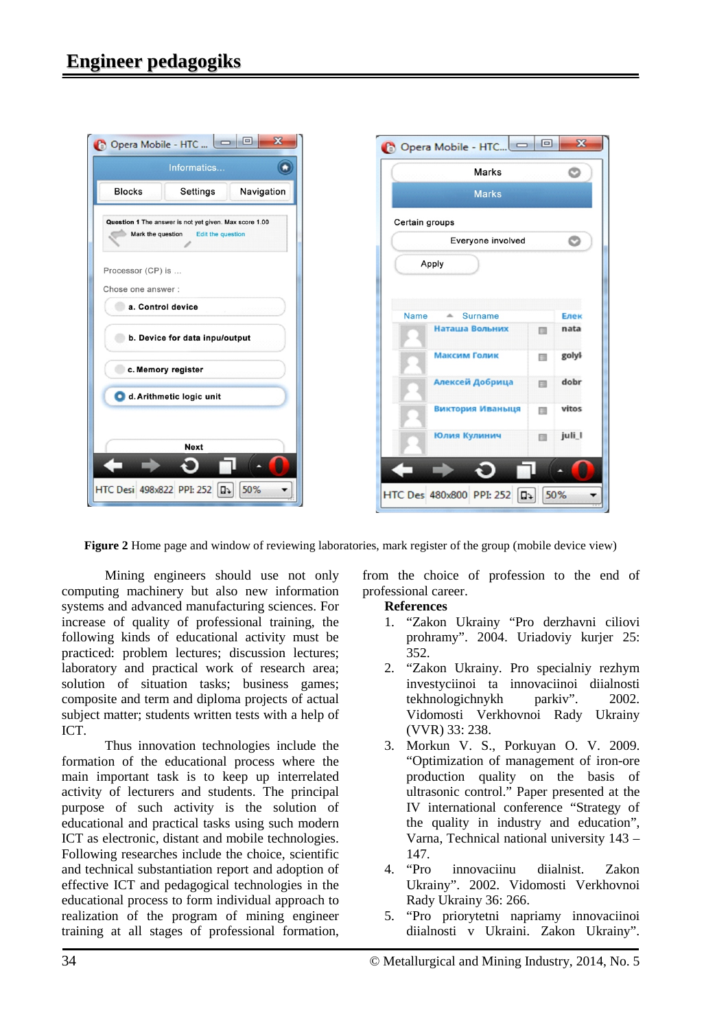**Figure 2** Home page and window of reviewing laboratories, mark register of the group (mobile device view)

Mining engineers should use not only computing machinery but also new information systems and advanced manufacturing sciences. For increase of quality of professional training, the following kinds of educational activity must be practiced: problem lectures; discussion lectures; laboratory and practical work of research area; solution of situation tasks; business games; composite and term and diploma projects of actual subject matter; students written tests with a help of ICT.

Thus innovation technologies include the formation of the educational process where the main important task is to keep up interrelated activity of lecturers and students. The principal purpose of such activity is the solution of educational and practical tasks using such modern ICT as electronic, distant and mobile technologies. Following researches include the choice, scientific and technical substantiation report and adoption of effective ICT and pedagogical technologies in the educational process to form individual approach to realization of the program of mining engineer training at all stages of professional formation, from the choice of profession to the end of professional career.

**References**

1. "Zakon Ukrainy "Pro derzhavni ciliovi prohramy". 2004. Uriadoviy kurjer 25: 352.
2. "Zakon Ukrainy. Pro specialniy rezhym investyciinoi ta innovaciinoi diialnosti tekhnologichnykh parkiv". 2002. Vidomosti Verkhovnoi Rady Ukrainy (VVR) 33: 238.
3. Morkun V. S., Porkuyan O. V. 2009. "Optimization of management of iron-ore production quality on the basis of ultrasonic control." Paper presented at the IV international conference "Strategy of the quality in industry and education", Varna, Technical national university 143 – 147.
4. "Pro innovaciinu diialnist. Zakon Ukrainy". 2002. Vidomosti Verkhovnoi Rady Ukrainy 36: 266.
5. "Pro priorytetni napriamy innovaciinoi diialnosti v Ukraini. Zakon Ukrainy".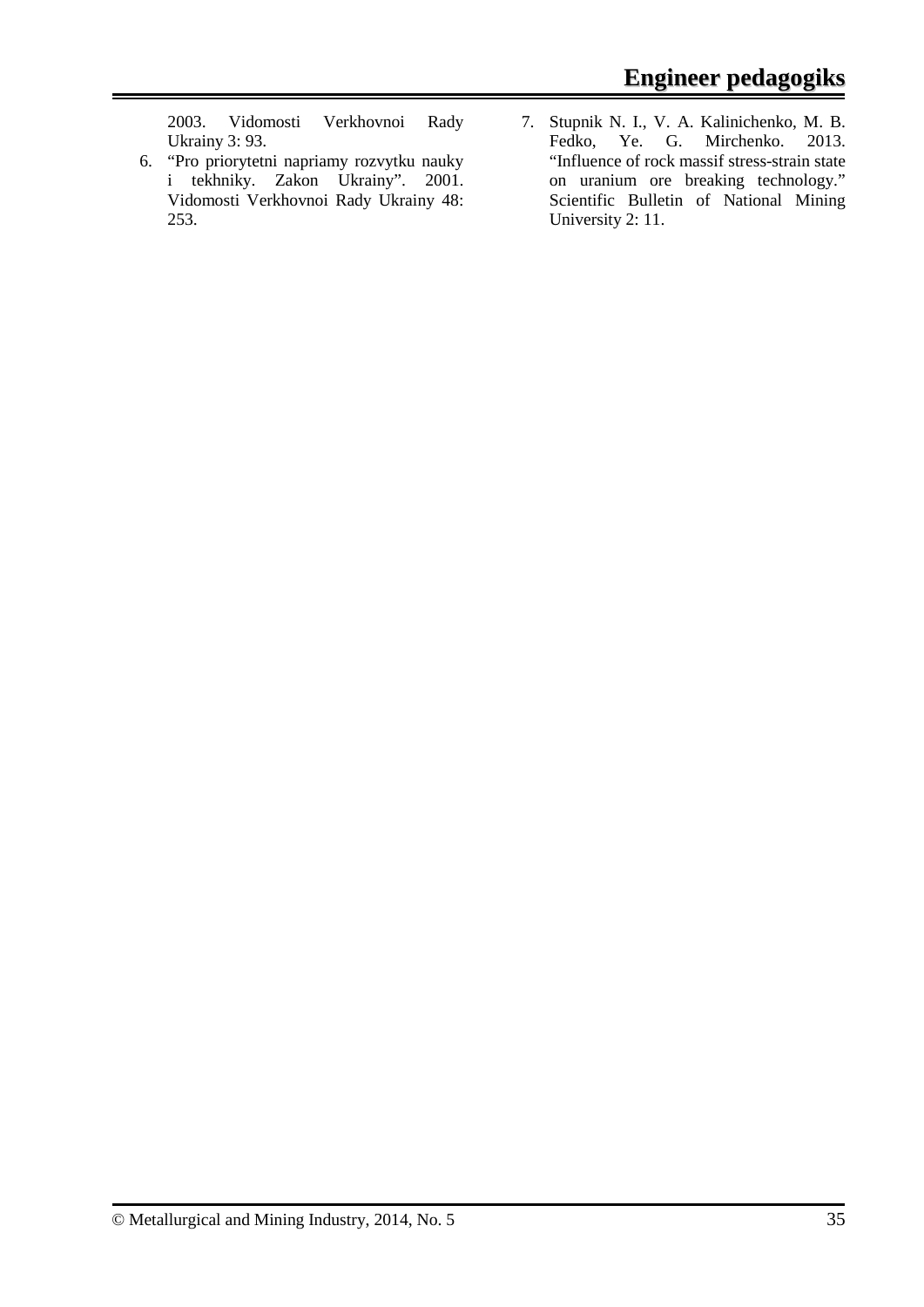2003. Vidomosti Verkhovnoi Rady Ukrainy 3: 93.

6. "Pro priorytetni napriamy rozvytku nauky i tekhniky. Zakon Ukrainy". 2001. Vidomosti Verkhovnoi Rady Ukrainy 48: 253.

7. Stupnik N. I., V. A. Kalinichenko, M. B. Fedko, Ye. G. Mirchenko. 2013. "Influence of rock massif stress-strain state on uranium ore breaking technology." Scientific Bulletin of National Mining University 2: 11.